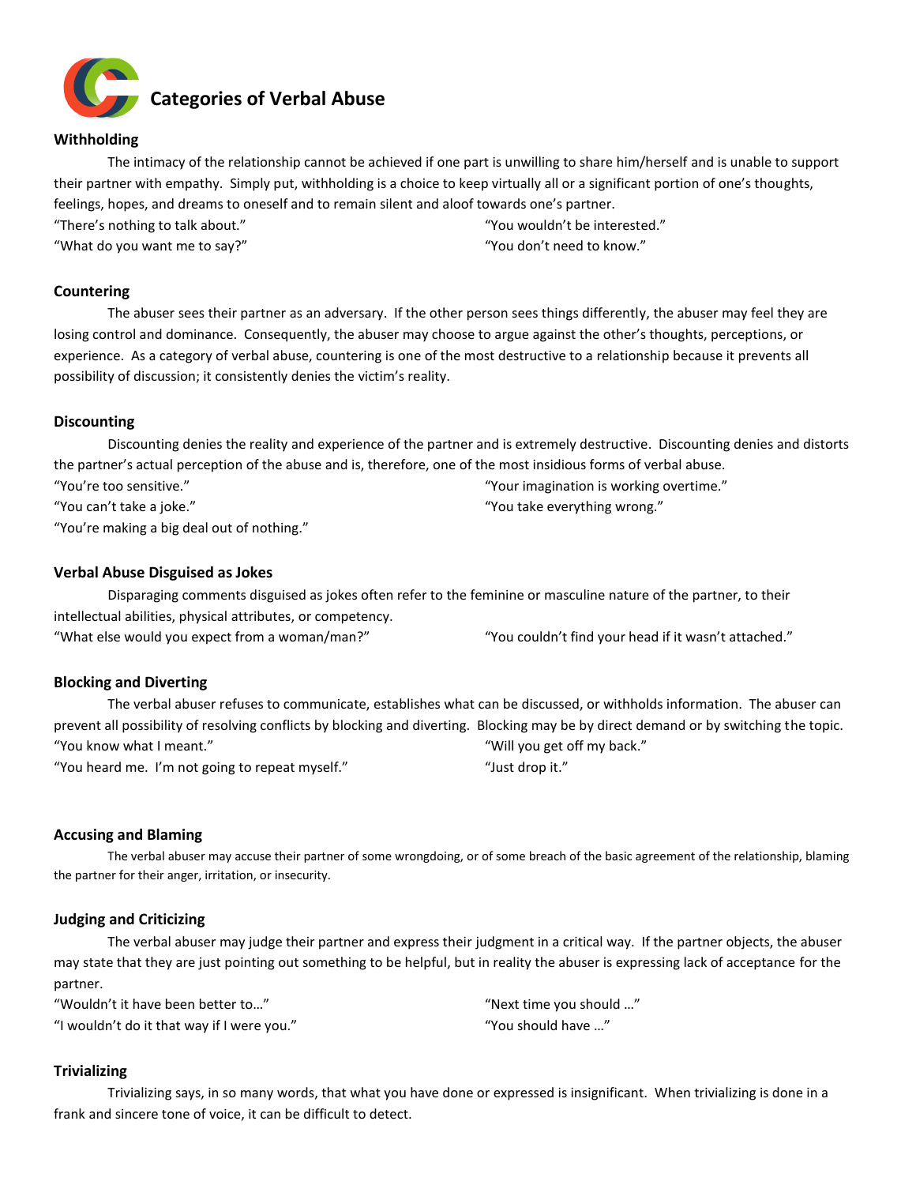# Categories of Verbal Abuse

### Withholding

The intimacy of the relationship cannot be achieved if one part is unwilling to share him/herself and is unable to support their partner with empathy. Simply put, withholding is a choice to keep virtually all or a significant portion of one's thoughts, feelings, hopes, and dreams to oneself and to remain silent and aloof towards one's partner.

"There's nothing to talk about."
"What do you want me to say?"
"You wouldn't be interested."
"You don't need to know."

### Countering

The abuser sees their partner as an adversary. If the other person sees things differently, the abuser may feel they are losing control and dominance. Consequently, the abuser may choose to argue against the other's thoughts, perceptions, or experience. As a category of verbal abuse, countering is one of the most destructive to a relationship because it prevents all possibility of discussion; it consistently denies the victim's reality.

### Discounting

Discounting denies the reality and experience of the partner and is extremely destructive. Discounting denies and distorts the partner's actual perception of the abuse and is, therefore, one of the most insidious forms of verbal abuse.

"You're too sensitive."
"You can't take a joke."
"You're making a big deal out of nothing."
"Your imagination is working overtime."
"You take everything wrong."

### Verbal Abuse Disguised as Jokes

Disparaging comments disguised as jokes often refer to the feminine or masculine nature of the partner, to their intellectual abilities, physical attributes, or competency.

"What else would you expect from a woman/man?"
"You couldn't find your head if it wasn't attached."

### Blocking and Diverting

The verbal abuser refuses to communicate, establishes what can be discussed, or withholds information. The abuser can prevent all possibility of resolving conflicts by blocking and diverting. Blocking may be by direct demand or by switching the topic.

"You know what I meant."
"You heard me. I'm not going to repeat myself."
"Will you get off my back."
"Just drop it."

### Accusing and Blaming

The verbal abuser may accuse their partner of some wrongdoing, or of some breach of the basic agreement of the relationship, blaming the partner for their anger, irritation, or insecurity.

### Judging and Criticizing

The verbal abuser may judge their partner and express their judgment in a critical way. If the partner objects, the abuser may state that they are just pointing out something to be helpful, but in reality the abuser is expressing lack of acceptance for the partner.

"Wouldn't it have been better to…"
"I wouldn't do it that way if I were you."
"Next time you should …"
"You should have …"

### Trivializing

Trivializing says, in so many words, that what you have done or expressed is insignificant. When trivializing is done in a frank and sincere tone of voice, it can be difficult to detect.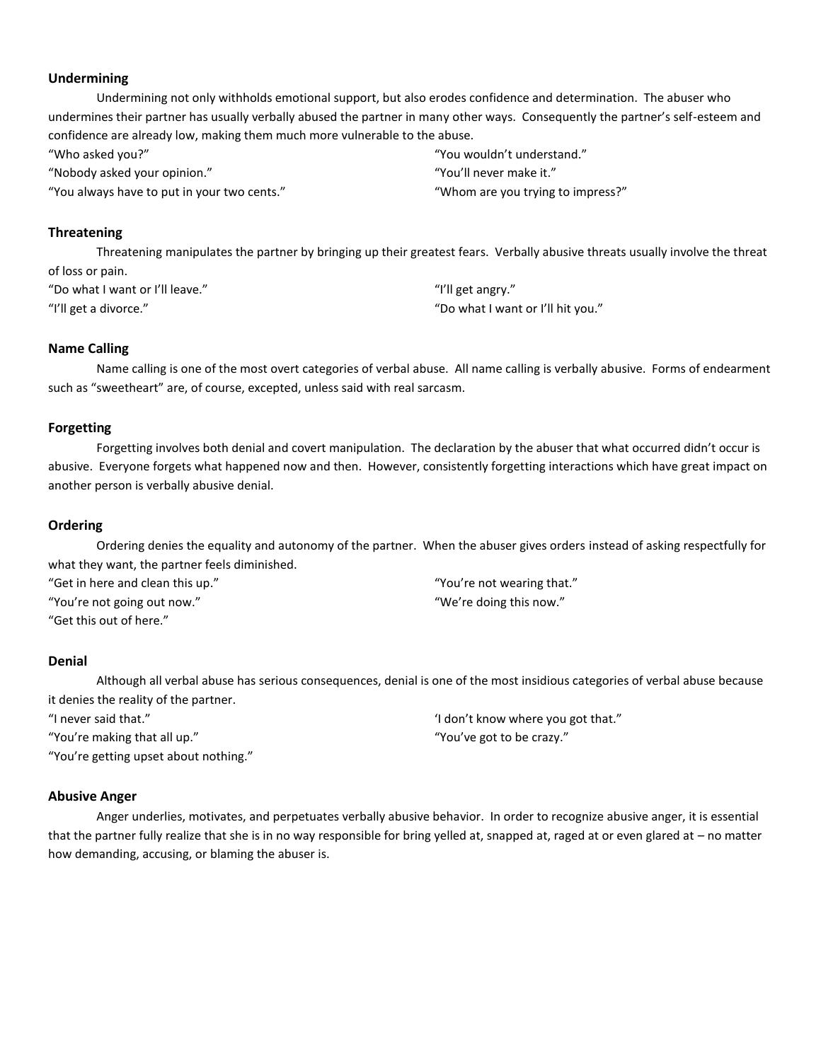### Undermining

Undermining not only withholds emotional support, but also erodes confidence and determination. The abuser who undermines their partner has usually verbally abused the partner in many other ways. Consequently the partner's self-esteem and confidence are already low, making them much more vulnerable to the abuse.

"Who asked you?"
"Nobody asked your opinion."
"You always have to put in your two cents."
"You wouldn't understand."
"You'll never make it."
"Whom are you trying to impress?"

### Threatening

Threatening manipulates the partner by bringing up their greatest fears. Verbally abusive threats usually involve the threat of loss or pain.

"Do what I want or I'll leave."
"I'll get a divorce."
"I'll get angry."
"Do what I want or I'll hit you."

### Name Calling

Name calling is one of the most overt categories of verbal abuse. All name calling is verbally abusive. Forms of endearment such as "sweetheart" are, of course, excepted, unless said with real sarcasm.

### Forgetting

Forgetting involves both denial and covert manipulation. The declaration by the abuser that what occurred didn't occur is abusive. Everyone forgets what happened now and then. However, consistently forgetting interactions which have great impact on another person is verbally abusive denial.

### Ordering

Ordering denies the equality and autonomy of the partner. When the abuser gives orders instead of asking respectfully for what they want, the partner feels diminished.

"Get in here and clean this up."
"You're not going out now."
"Get this out of here."
"You're not wearing that."
"We're doing this now."

### Denial

Although all verbal abuse has serious consequences, denial is one of the most insidious categories of verbal abuse because it denies the reality of the partner.

"I never said that."
"You're making that all up."
"You're getting upset about nothing."
'I don't know where you got that."
"You've got to be crazy."

### Abusive Anger

Anger underlies, motivates, and perpetuates verbally abusive behavior. In order to recognize abusive anger, it is essential that the partner fully realize that she is in no way responsible for bring yelled at, snapped at, raged at or even glared at – no matter how demanding, accusing, or blaming the abuser is.